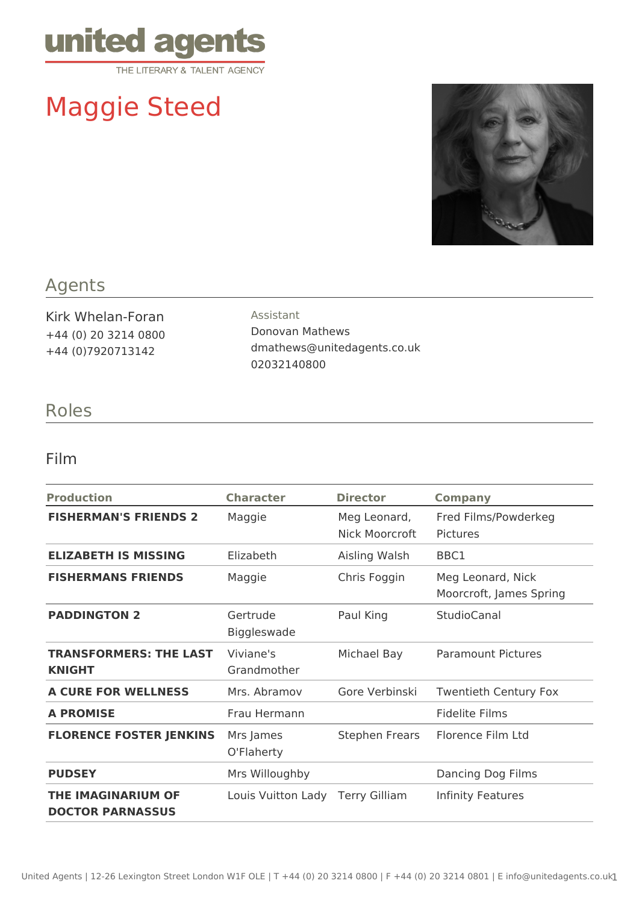united agents
THE LITERARY & TALENT AGENCY

# Maggie Steed

## Agents

Kirk Whelan-Foran
+44 (0) 20 3214 0800
+44 (0)7920713142

Assistant
Donovan Mathews
dmathews@unitedagents.co.uk
02032140800

## Roles

### Film

| Production | Character | Director | Company |
|---|---|---|---|
| **FISHERMAN'S FRIENDS 2** | Maggie | Meg Leonard, Nick Moorcroft | Fred Films/Powderkeg Pictures |
| **ELIZABETH IS MISSING** | Elizabeth | Aisling Walsh | BBC1 |
| **FISHERMANS FRIENDS** | Maggie | Chris Foggin | Meg Leonard, Nick Moorcroft, James Spring |
| **PADDINGTON 2** | Gertrude Biggleswade | Paul King | StudioCanal |
| **TRANSFORMERS: THE LAST KNIGHT** | Viviane's Grandmother | Michael Bay | Paramount Pictures |
| **A CURE FOR WELLNESS** | Mrs. Abramov | Gore Verbinski | Twentieth Century Fox |
| **A PROMISE** | Frau Hermann | | Fidelite Films |
| **FLORENCE FOSTER JENKINS** | Mrs James O'Flaherty | Stephen Frears | Florence Film Ltd |
| **PUDSEY** | Mrs Willoughby | | Dancing Dog Films |
| **THE IMAGINARIUM OF DOCTOR PARNASSUS** | Louis Vuitton Lady | Terry Gilliam | Infinity Features |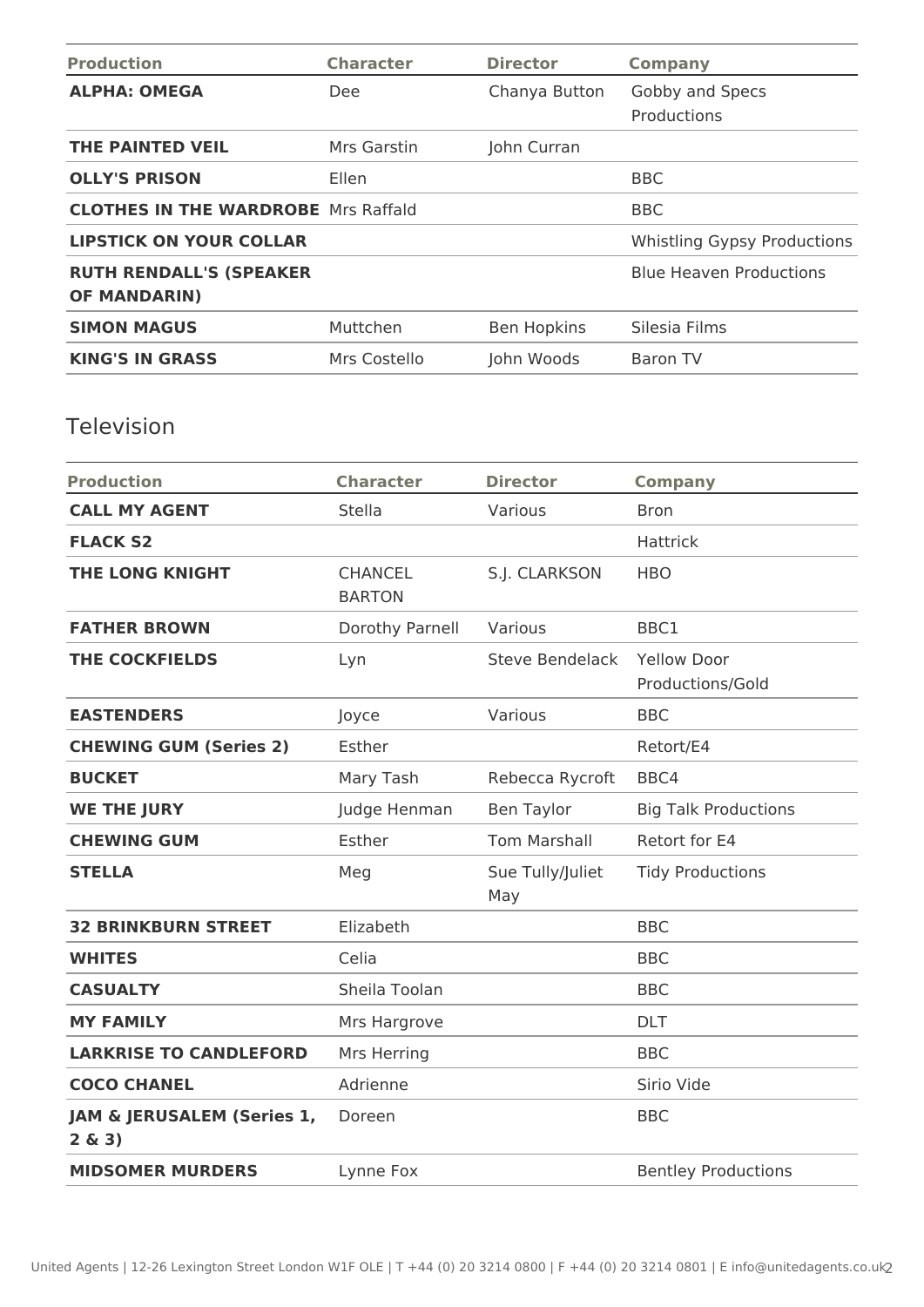| Production | Character | Director | Company |
|---|---|---|---|
| **ALPHA: OMEGA** | Dee | Chanya Button | Gobby and Specs Productions |
| **THE PAINTED VEIL** | Mrs Garstin | John Curran | |
| **OLLY'S PRISON** | Ellen | | BBC |
| **CLOTHES IN THE WARDROBE** | Mrs Raffald | | BBC |
| **LIPSTICK ON YOUR COLLAR** | | | Whistling Gypsy Productions |
| **RUTH RENDALL'S (SPEAKER OF MANDARIN)** | | | Blue Heaven Productions |
| **SIMON MAGUS** | Muttchen | Ben Hopkins | Silesia Films |
| **KING'S IN GRASS** | Mrs Costello | John Woods | Baron TV |

## Television

| Production | Character | Director | Company |
|---|---|---|---|
| **CALL MY AGENT** | Stella | Various | Bron |
| **FLACK S2** | | | Hattrick |
| **THE LONG KNIGHT** | CHANCEL BARTON | S.J. CLARKSON | HBO |
| **FATHER BROWN** | Dorothy Parnell | Various | BBC1 |
| **THE COCKFIELDS** | Lyn | Steve Bendelack | Yellow Door Productions/Gold |
| **EASTENDERS** | Joyce | Various | BBC |
| **CHEWING GUM (Series 2)** | Esther | | Retort/E4 |
| **BUCKET** | Mary Tash | Rebecca Rycroft | BBC4 |
| **WE THE JURY** | Judge Henman | Ben Taylor | Big Talk Productions |
| **CHEWING GUM** | Esther | Tom Marshall | Retort for E4 |
| **STELLA** | Meg | Sue Tully/Juliet May | Tidy Productions |
| **32 BRINKBURN STREET** | Elizabeth | | BBC |
| **WHITES** | Celia | | BBC |
| **CASUALTY** | Sheila Toolan | | BBC |
| **MY FAMILY** | Mrs Hargrove | | DLT |
| **LARKRISE TO CANDLEFORD** | Mrs Herring | | BBC |
| **COCO CHANEL** | Adrienne | | Sirio Vide |
| **JAM & JERUSALEM (Series 1, 2 & 3)** | Doreen | | BBC |
| **MIDSOMER MURDERS** | Lynne Fox | | Bentley Productions |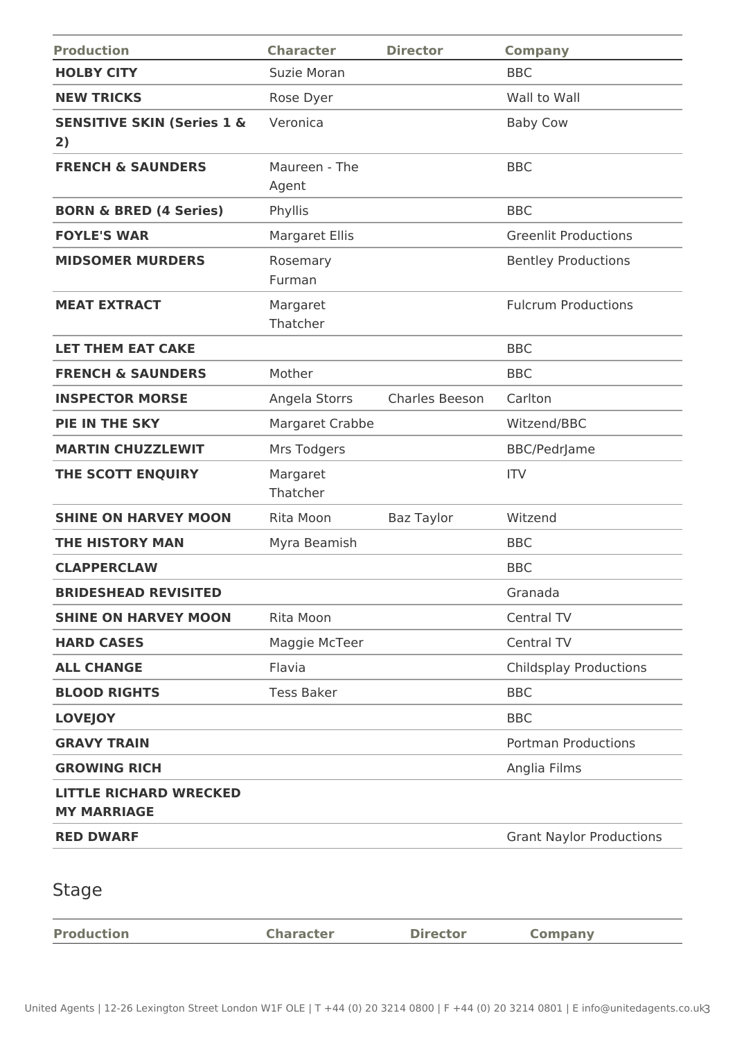| Production | Character | Director | Company |
|---|---|---|---|
| **HOLBY CITY** | Suzie Moran | | BBC |
| **NEW TRICKS** | Rose Dyer | | Wall to Wall |
| **SENSITIVE SKIN (Series 1 & 2)** | Veronica | | Baby Cow |
| **FRENCH & SAUNDERS** | Maureen - The Agent | | BBC |
| **BORN & BRED (4 Series)** | Phyllis | | BBC |
| **FOYLE'S WAR** | Margaret Ellis | | Greenlit Productions |
| **MIDSOMER MURDERS** | Rosemary Furman | | Bentley Productions |
| **MEAT EXTRACT** | Margaret Thatcher | | Fulcrum Productions |
| **LET THEM EAT CAKE** | | | BBC |
| **FRENCH & SAUNDERS** | Mother | | BBC |
| **INSPECTOR MORSE** | Angela Storrs | Charles Beeson | Carlton |
| **PIE IN THE SKY** | Margaret Crabbe | | Witzend/BBC |
| **MARTIN CHUZZLEWIT** | Mrs Todgers | | BBC/PedrJame |
| **THE SCOTT ENQUIRY** | Margaret Thatcher | | ITV |
| **SHINE ON HARVEY MOON** | Rita Moon | Baz Taylor | Witzend |
| **THE HISTORY MAN** | Myra Beamish | | BBC |
| **CLAPPERCLAW** | | | BBC |
| **BRIDESHEAD REVISITED** | | | Granada |
| **SHINE ON HARVEY MOON** | Rita Moon | | Central TV |
| **HARD CASES** | Maggie McTeer | | Central TV |
| **ALL CHANGE** | Flavia | | Childsplay Productions |
| **BLOOD RIGHTS** | Tess Baker | | BBC |
| **LOVEJOY** | | | BBC |
| **GRAVY TRAIN** | | | Portman Productions |
| **GROWING RICH** | | | Anglia Films |
| **LITTLE RICHARD WRECKED MY MARRIAGE** | | | |
| **RED DWARF** | | | Grant Naylor Productions |

## Stage

| Production | Character | Director | Company |
|---|---|---|---|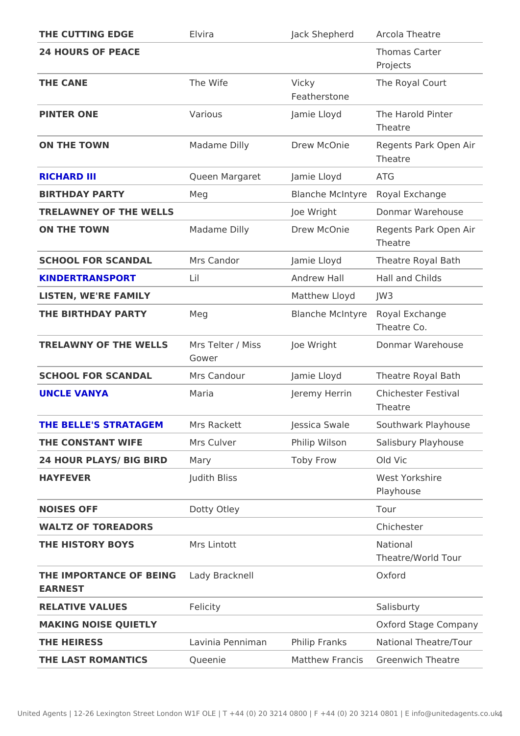| | | | |
|---|---|---|---|
| **THE CUTTING EDGE** | Elvira | Jack Shepherd | Arcola Theatre |
| **24 HOURS OF PEACE** | | | Thomas Carter Projects |
| **THE CANE** | The Wife | Vicky Featherstone | The Royal Court |
| **PINTER ONE** | Various | Jamie Lloyd | The Harold Pinter Theatre |
| **ON THE TOWN** | Madame Dilly | Drew McOnie | Regents Park Open Air Theatre |
| **RICHARD III** | Queen Margaret | Jamie Lloyd | ATG |
| **BIRTHDAY PARTY** | Meg | Blanche McIntyre | Royal Exchange |
| **TRELAWNEY OF THE WELLS** | | Joe Wright | Donmar Warehouse |
| **ON THE TOWN** | Madame Dilly | Drew McOnie | Regents Park Open Air Theatre |
| **SCHOOL FOR SCANDAL** | Mrs Candor | Jamie Lloyd | Theatre Royal Bath |
| **KINDERTRANSPORT** | Lil | Andrew Hall | Hall and Childs |
| **LISTEN, WE'RE FAMILY** | | Matthew Lloyd | JW3 |
| **THE BIRTHDAY PARTY** | Meg | Blanche McIntyre | Royal Exchange Theatre Co. |
| **TRELAWNY OF THE WELLS** | Mrs Telter / Miss Gower | Joe Wright | Donmar Warehouse |
| **SCHOOL FOR SCANDAL** | Mrs Candour | Jamie Lloyd | Theatre Royal Bath |
| **UNCLE VANYA** | Maria | Jeremy Herrin | Chichester Festival Theatre |
| **THE BELLE'S STRATAGEM** | Mrs Rackett | Jessica Swale | Southwark Playhouse |
| **THE CONSTANT WIFE** | Mrs Culver | Philip Wilson | Salisbury Playhouse |
| **24 HOUR PLAYS/ BIG BIRD** | Mary | Toby Frow | Old Vic |
| **HAYFEVER** | Judith Bliss | | West Yorkshire Playhouse |
| **NOISES OFF** | Dotty Otley | | Tour |
| **WALTZ OF TOREADORS** | | | Chichester |
| **THE HISTORY BOYS** | Mrs Lintott | | National Theatre/World Tour |
| **THE IMPORTANCE OF BEING EARNEST** | Lady Bracknell | | Oxford |
| **RELATIVE VALUES** | Felicity | | Salisburty |
| **MAKING NOISE QUIETLY** | | | Oxford Stage Company |
| **THE HEIRESS** | Lavinia Penniman | Philip Franks | National Theatre/Tour |
| **THE LAST ROMANTICS** | Queenie | Matthew Francis | Greenwich Theatre |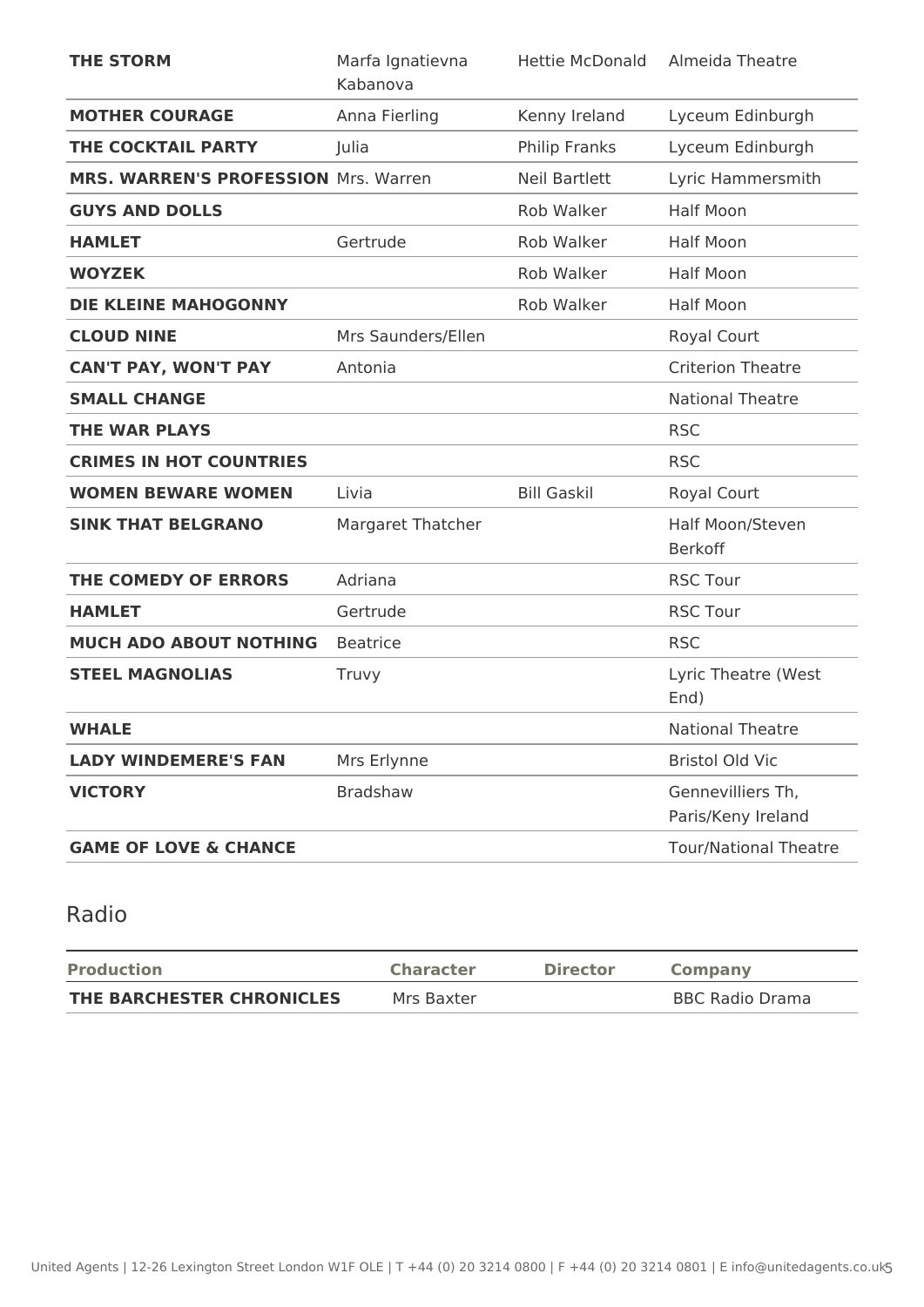| | | | |
|---|---|---|---|
| **THE STORM** | Marfa Ignatievna Kabanova | Hettie McDonald | Almeida Theatre |
| **MOTHER COURAGE** | Anna Fierling | Kenny Ireland | Lyceum Edinburgh |
| **THE COCKTAIL PARTY** | Julia | Philip Franks | Lyceum Edinburgh |
| **MRS. WARREN'S PROFESSION** | Mrs. Warren | Neil Bartlett | Lyric Hammersmith |
| **GUYS AND DOLLS** | | Rob Walker | Half Moon |
| **HAMLET** | Gertrude | Rob Walker | Half Moon |
| **WOYZEK** | | Rob Walker | Half Moon |
| **DIE KLEINE MAHOGONNY** | | Rob Walker | Half Moon |
| **CLOUD NINE** | Mrs Saunders/Ellen | | Royal Court |
| **CAN'T PAY, WON'T PAY** | Antonia | | Criterion Theatre |
| **SMALL CHANGE** | | | National Theatre |
| **THE WAR PLAYS** | | | RSC |
| **CRIMES IN HOT COUNTRIES** | | | RSC |
| **WOMEN BEWARE WOMEN** | Livia | Bill Gaskil | Royal Court |
| **SINK THAT BELGRANO** | Margaret Thatcher | | Half Moon/Steven Berkoff |
| **THE COMEDY OF ERRORS** | Adriana | | RSC Tour |
| **HAMLET** | Gertrude | | RSC Tour |
| **MUCH ADO ABOUT NOTHING** | Beatrice | | RSC |
| **STEEL MAGNOLIAS** | Truvy | | Lyric Theatre (West End) |
| **WHALE** | | | National Theatre |
| **LADY WINDEMERE'S FAN** | Mrs Erlynne | | Bristol Old Vic |
| **VICTORY** | Bradshaw | | Gennevilliers Th, Paris/Keny Ireland |
| **GAME OF LOVE & CHANCE** | | | Tour/National Theatre |

## Radio

| Production | Character | Director | Company |
|---|---|---|---|
| **THE BARCHESTER CHRONICLES** | Mrs Baxter | | BBC Radio Drama |